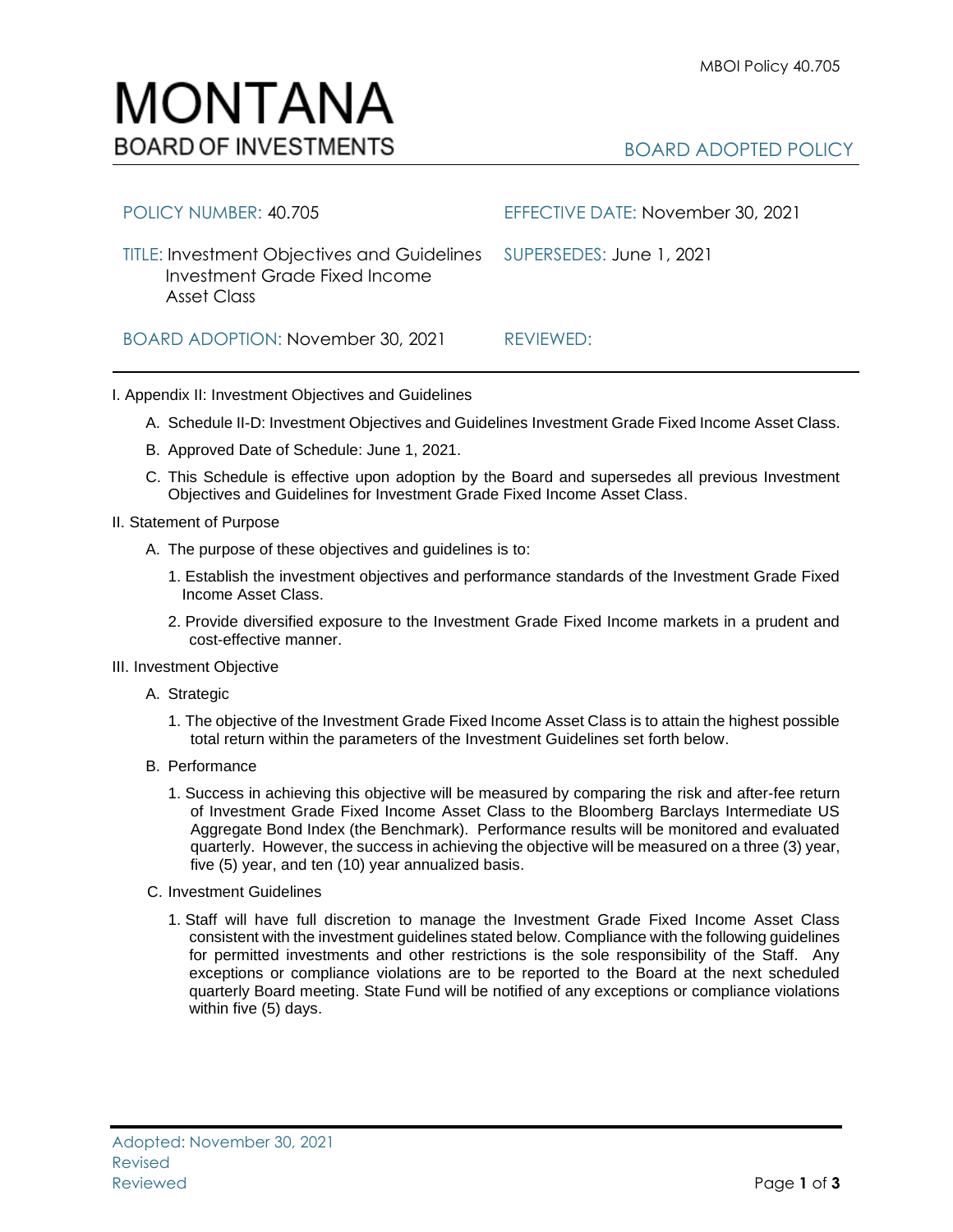MBOI Policy 40.705

# MONTANA
## BOARD OF INVESTMENTS

BOARD ADOPTED POLICY

| | |
|---|---|
| POLICY NUMBER: 40.705 | EFFECTIVE DATE: November 30, 2021 |
| TITLE: Investment Objectives and Guidelines Investment Grade Fixed Income Asset Class | SUPERSEDES: June 1, 2021 |
| BOARD ADOPTION: November 30, 2021 | REVIEWED: |

I. Appendix II: Investment Objectives and Guidelines

A. Schedule II-D: Investment Objectives and Guidelines Investment Grade Fixed Income Asset Class.

B. Approved Date of Schedule: June 1, 2021.

C. This Schedule is effective upon adoption by the Board and supersedes all previous Investment Objectives and Guidelines for Investment Grade Fixed Income Asset Class.

II. Statement of Purpose

A. The purpose of these objectives and guidelines is to:

1. Establish the investment objectives and performance standards of the Investment Grade Fixed Income Asset Class.

2. Provide diversified exposure to the Investment Grade Fixed Income markets in a prudent and cost-effective manner.

III. Investment Objective

A. Strategic

1. The objective of the Investment Grade Fixed Income Asset Class is to attain the highest possible total return within the parameters of the Investment Guidelines set forth below.

B. Performance

1. Success in achieving this objective will be measured by comparing the risk and after-fee return of Investment Grade Fixed Income Asset Class to the Bloomberg Barclays Intermediate US Aggregate Bond Index (the Benchmark). Performance results will be monitored and evaluated quarterly. However, the success in achieving the objective will be measured on a three (3) year, five (5) year, and ten (10) year annualized basis.

C. Investment Guidelines

1. Staff will have full discretion to manage the Investment Grade Fixed Income Asset Class consistent with the investment guidelines stated below. Compliance with the following guidelines for permitted investments and other restrictions is the sole responsibility of the Staff. Any exceptions or compliance violations are to be reported to the Board at the next scheduled quarterly Board meeting. State Fund will be notified of any exceptions or compliance violations within five (5) days.

Adopted: November 30, 2021
Revised
Reviewed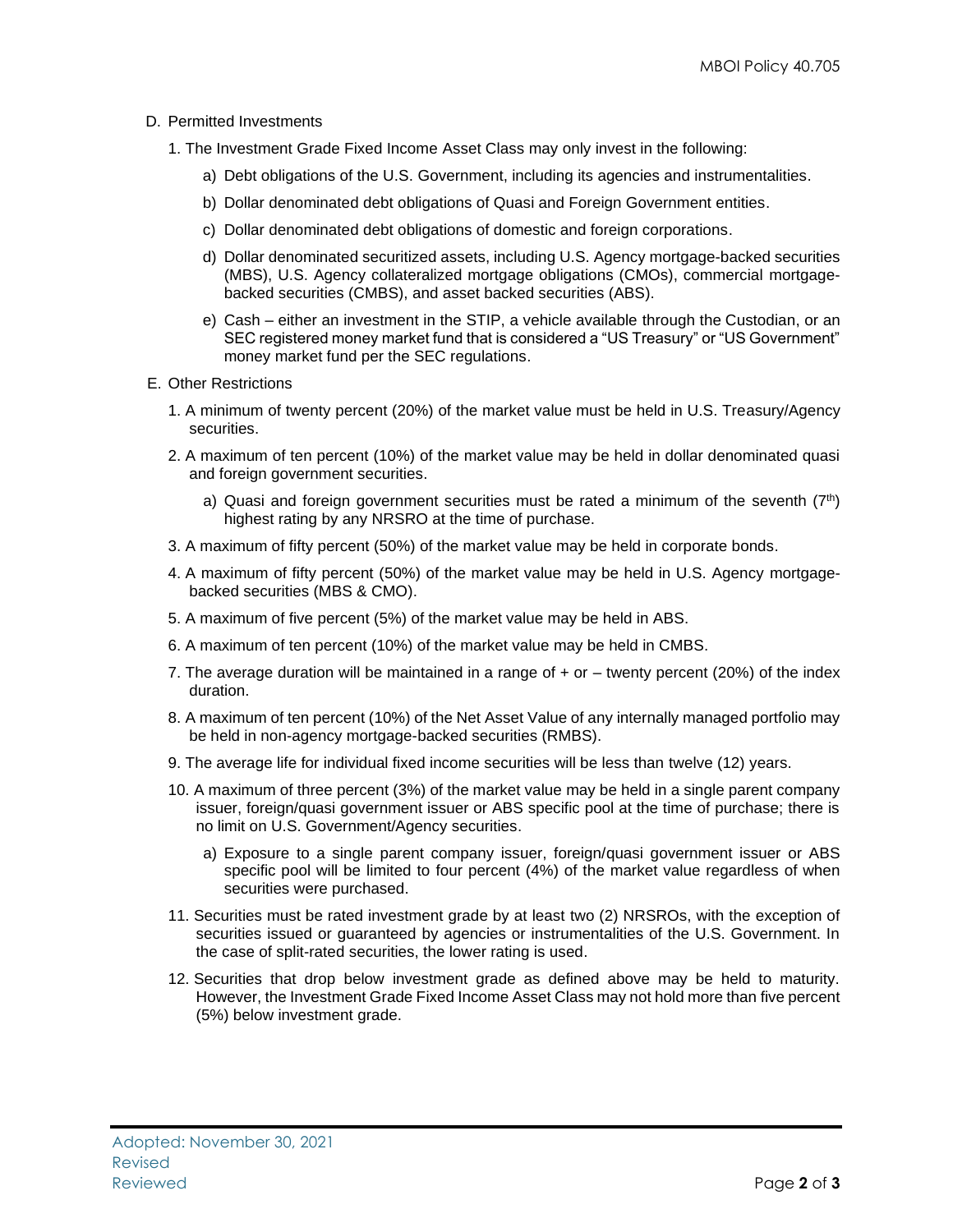D. Permitted Investments

1. The Investment Grade Fixed Income Asset Class may only invest in the following:

   a) Debt obligations of the U.S. Government, including its agencies and instrumentalities.

   b) Dollar denominated debt obligations of Quasi and Foreign Government entities.

   c) Dollar denominated debt obligations of domestic and foreign corporations.

   d) Dollar denominated securitized assets, including U.S. Agency mortgage-backed securities (MBS), U.S. Agency collateralized mortgage obligations (CMOs), commercial mortgage-backed securities (CMBS), and asset backed securities (ABS).

   e) Cash – either an investment in the STIP, a vehicle available through the Custodian, or an SEC registered money market fund that is considered a "US Treasury" or "US Government" money market fund per the SEC regulations.

E. Other Restrictions

1. A minimum of twenty percent (20%) of the market value must be held in U.S. Treasury/Agency securities.

2. A maximum of ten percent (10%) of the market value may be held in dollar denominated quasi and foreign government securities.

   a) Quasi and foreign government securities must be rated a minimum of the seventh (7th) highest rating by any NRSRO at the time of purchase.

3. A maximum of fifty percent (50%) of the market value may be held in corporate bonds.

4. A maximum of fifty percent (50%) of the market value may be held in U.S. Agency mortgage-backed securities (MBS & CMO).

5. A maximum of five percent (5%) of the market value may be held in ABS.

6. A maximum of ten percent (10%) of the market value may be held in CMBS.

7. The average duration will be maintained in a range of + or – twenty percent (20%) of the index duration.

8. A maximum of ten percent (10%) of the Net Asset Value of any internally managed portfolio may be held in non-agency mortgage-backed securities (RMBS).

9. The average life for individual fixed income securities will be less than twelve (12) years.

10. A maximum of three percent (3%) of the market value may be held in a single parent company issuer, foreign/quasi government issuer or ABS specific pool at the time of purchase; there is no limit on U.S. Government/Agency securities.

    a) Exposure to a single parent company issuer, foreign/quasi government issuer or ABS specific pool will be limited to four percent (4%) of the market value regardless of when securities were purchased.

11. Securities must be rated investment grade by at least two (2) NRSROs, with the exception of securities issued or guaranteed by agencies or instrumentalities of the U.S. Government. In the case of split-rated securities, the lower rating is used.

12. Securities that drop below investment grade as defined above may be held to maturity. However, the Investment Grade Fixed Income Asset Class may not hold more than five percent (5%) below investment grade.

Adopted: November 30, 2021
Revised
Reviewed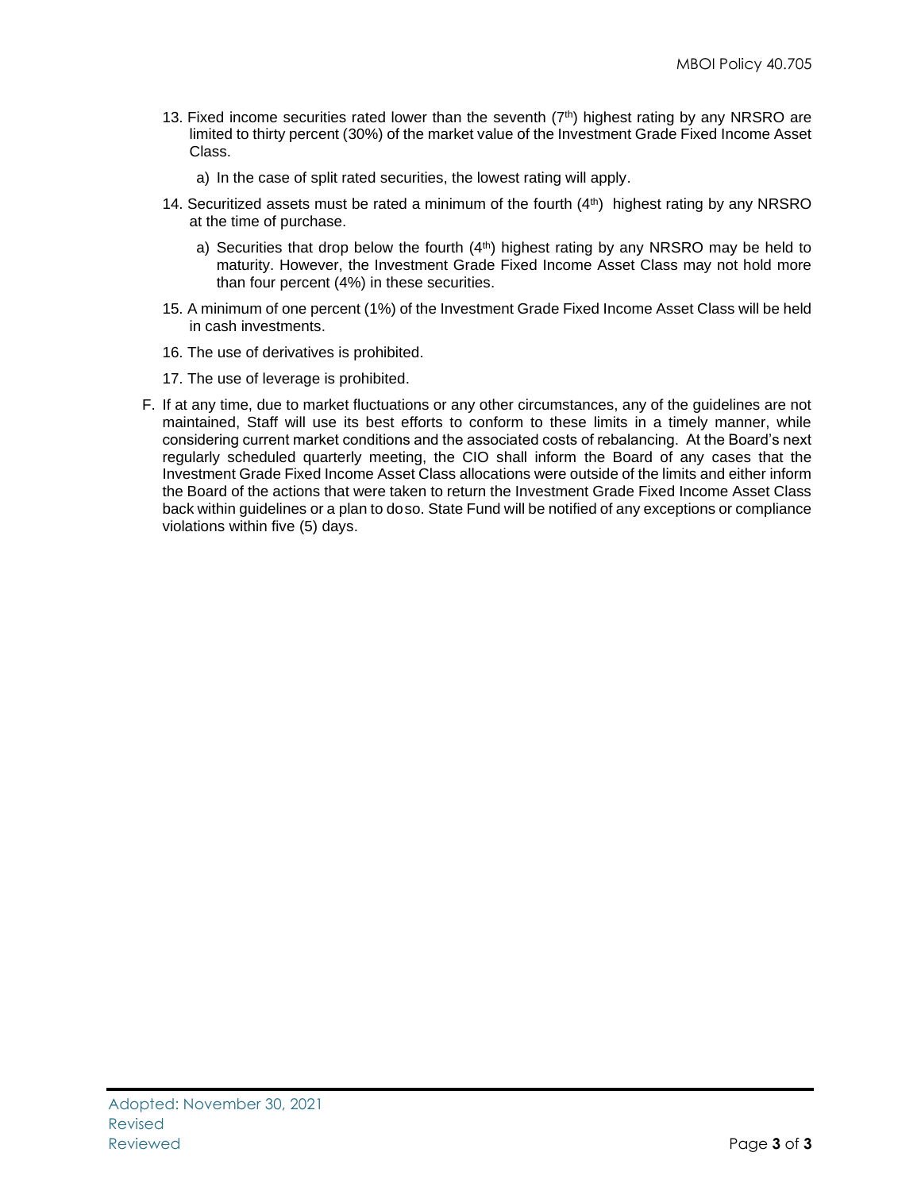13. Fixed income securities rated lower than the seventh (7th) highest rating by any NRSRO are limited to thirty percent (30%) of the market value of the Investment Grade Fixed Income Asset Class.

    a) In the case of split rated securities, the lowest rating will apply.

14. Securitized assets must be rated a minimum of the fourth (4th) highest rating by any NRSRO at the time of purchase.

    a) Securities that drop below the fourth (4th) highest rating by any NRSRO may be held to maturity. However, the Investment Grade Fixed Income Asset Class may not hold more than four percent (4%) in these securities.

15. A minimum of one percent (1%) of the Investment Grade Fixed Income Asset Class will be held in cash investments.

16. The use of derivatives is prohibited.

17. The use of leverage is prohibited.

F. If at any time, due to market fluctuations or any other circumstances, any of the guidelines are not maintained, Staff will use its best efforts to conform to these limits in a timely manner, while considering current market conditions and the associated costs of rebalancing. At the Board's next regularly scheduled quarterly meeting, the CIO shall inform the Board of any cases that the Investment Grade Fixed Income Asset Class allocations were outside of the limits and either inform the Board of the actions that were taken to return the Investment Grade Fixed Income Asset Class back within guidelines or a plan to doso. State Fund will be notified of any exceptions or compliance violations within five (5) days.

Adopted: November 30, 2021
Revised
Reviewed